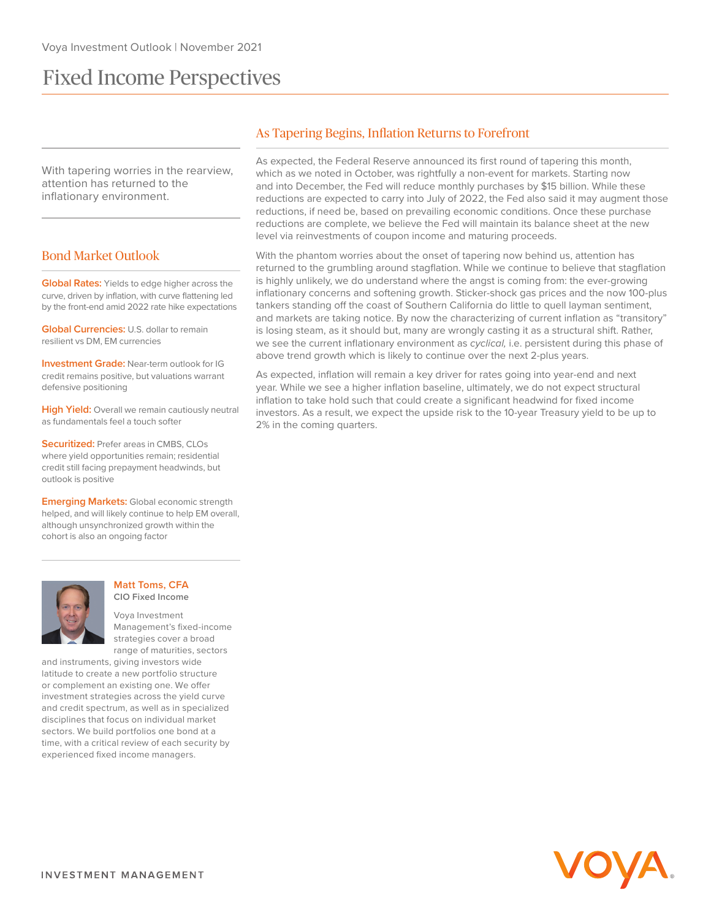# Fixed Income Perspectives

With tapering worries in the rearview, attention has returned to the inflationary environment.

## Bond Market Outlook

**Global Rates:** Yields to edge higher across the curve, driven by inflation, with curve flattening led by the front-end amid 2022 rate hike expectations

**Global Currencies:** U.S. dollar to remain resilient vs DM, EM currencies

**Investment Grade:** Near-term outlook for IG credit remains positive, but valuations warrant defensive positioning

**High Yield:** Overall we remain cautiously neutral as fundamentals feel a touch softer

**Securitized:** Prefer areas in CMBS, CLOs where yield opportunities remain; residential credit still facing prepayment headwinds, but outlook is positive

**Emerging Markets:** Global economic strength helped, and will likely continue to help EM overall, although unsynchronized growth within the cohort is also an ongoing factor

**Matt Toms, CFA**
**CIO Fixed Income**

Voya Investment Management's fixed-income strategies cover a broad range of maturities, sectors and instruments, giving investors wide latitude to create a new portfolio structure or complement an existing one. We offer investment strategies across the yield curve and credit spectrum, as well as in specialized disciplines that focus on individual market sectors. We build portfolios one bond at a time, with a critical review of each security by experienced fixed income managers.

## As Tapering Begins, Inflation Returns to Forefront

As expected, the Federal Reserve announced its first round of tapering this month, which as we noted in October, was rightfully a non-event for markets. Starting now and into December, the Fed will reduce monthly purchases by $15 billion. While these reductions are expected to carry into July of 2022, the Fed also said it may augment those reductions, if need be, based on prevailing economic conditions. Once these purchase reductions are complete, we believe the Fed will maintain its balance sheet at the new level via reinvestments of coupon income and maturing proceeds.

With the phantom worries about the onset of tapering now behind us, attention has returned to the grumbling around stagflation. While we continue to believe that stagflation is highly unlikely, we do understand where the angst is coming from: the ever-growing inflationary concerns and softening growth. Sticker-shock gas prices and the now 100-plus tankers standing off the coast of Southern California do little to quell layman sentiment, and markets are taking notice. By now the characterizing of current inflation as "transitory" is losing steam, as it should but, many are wrongly casting it as a structural shift. Rather, we see the current inflationary environment as *cyclical,* i.e. persistent during this phase of above trend growth which is likely to continue over the next 2-plus years.

As expected, inflation will remain a key driver for rates going into year-end and next year. While we see a higher inflation baseline, ultimately, we do not expect structural inflation to take hold such that could create a significant headwind for fixed income investors. As a result, we expect the upside risk to the 10-year Treasury yield to be up to 2% in the coming quarters.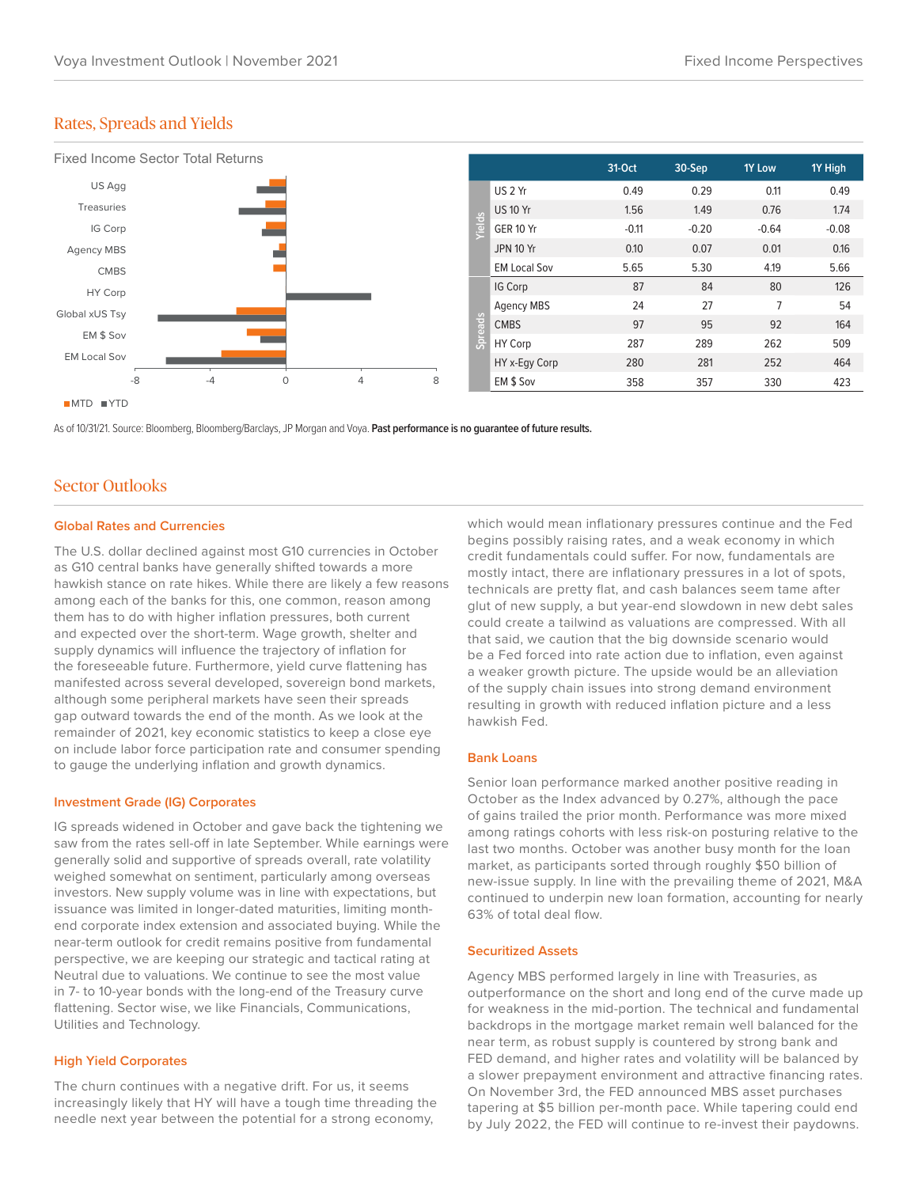## Rates, Spreads and Yields

Fixed Income Sector Total Returns

|  |  | 31-Oct | 30-Sep | 1Y Low | 1Y High |
|---|---|---|---|---|---|
| Yields | US 2 Yr | 0.49 | 0.29 | 0.11 | 0.49 |
|  | US 10 Yr | 1.56 | 1.49 | 0.76 | 1.74 |
|  | GER 10 Yr | -0.11 | -0.20 | -0.64 | -0.08 |
|  | JPN 10 Yr | 0.10 | 0.07 | 0.01 | 0.16 |
|  | EM Local Sov | 5.65 | 5.30 | 4.19 | 5.66 |
| Spreads | IG Corp | 87 | 84 | 80 | 126 |
|  | Agency MBS | 24 | 27 | 7 | 54 |
|  | CMBS | 97 | 95 | 92 | 164 |
|  | HY Corp | 287 | 289 | 262 | 509 |
|  | HY x-Egy Corp | 280 | 281 | 252 | 464 |
|  | EM $ Sov | 358 | 357 | 330 | 423 |

As of 10/31/21. Source: Bloomberg, Bloomberg/Barclays, JP Morgan and Voya. **Past performance is no guarantee of future results.**

## Sector Outlooks

### Global Rates and Currencies

The U.S. dollar declined against most G10 currencies in October as G10 central banks have generally shifted towards a more hawkish stance on rate hikes. While there are likely a few reasons among each of the banks for this, one common, reason among them has to do with higher inflation pressures, both current and expected over the short-term. Wage growth, shelter and supply dynamics will influence the trajectory of inflation for the foreseeable future. Furthermore, yield curve flattening has manifested across several developed, sovereign bond markets, although some peripheral markets have seen their spreads gap outward towards the end of the month. As we look at the remainder of 2021, key economic statistics to keep a close eye on include labor force participation rate and consumer spending to gauge the underlying inflation and growth dynamics.

### Investment Grade (IG) Corporates

IG spreads widened in October and gave back the tightening we saw from the rates sell-off in late September. While earnings were generally solid and supportive of spreads overall, rate volatility weighed somewhat on sentiment, particularly among overseas investors. New supply volume was in line with expectations, but issuance was limited in longer-dated maturities, limiting month-end corporate index extension and associated buying. While the near-term outlook for credit remains positive from fundamental perspective, we are keeping our strategic and tactical rating at Neutral due to valuations. We continue to see the most value in 7- to 10-year bonds with the long-end of the Treasury curve flattening. Sector wise, we like Financials, Communications, Utilities and Technology.

### High Yield Corporates

The churn continues with a negative drift. For us, it seems increasingly likely that HY will have a tough time threading the needle next year between the potential for a strong economy, which would mean inflationary pressures continue and the Fed begins possibly raising rates, and a weak economy in which credit fundamentals could suffer. For now, fundamentals are mostly intact, there are inflationary pressures in a lot of spots, technicals are pretty flat, and cash balances seem tame after glut of new supply, a but year-end slowdown in new debt sales could create a tailwind as valuations are compressed. With all that said, we caution that the big downside scenario would be a Fed forced into rate action due to inflation, even against a weaker growth picture. The upside would be an alleviation of the supply chain issues into strong demand environment resulting in growth with reduced inflation picture and a less hawkish Fed.

### Bank Loans

Senior loan performance marked another positive reading in October as the Index advanced by 0.27%, although the pace of gains trailed the prior month. Performance was more mixed among ratings cohorts with less risk-on posturing relative to the last two months. October was another busy month for the loan market, as participants sorted through roughly $50 billion of new-issue supply. In line with the prevailing theme of 2021, M&A continued to underpin new loan formation, accounting for nearly 63% of total deal flow.

### Securitized Assets

Agency MBS performed largely in line with Treasuries, as outperformance on the short and long end of the curve made up for weakness in the mid-portion. The technical and fundamental backdrops in the mortgage market remain well balanced for the near term, as robust supply is countered by strong bank and FED demand, and higher rates and volatility will be balanced by a slower prepayment environment and attractive financing rates. On November 3rd, the FED announced MBS asset purchases tapering at $5 billion per-month pace. While tapering could end by July 2022, the FED will continue to re-invest their paydowns.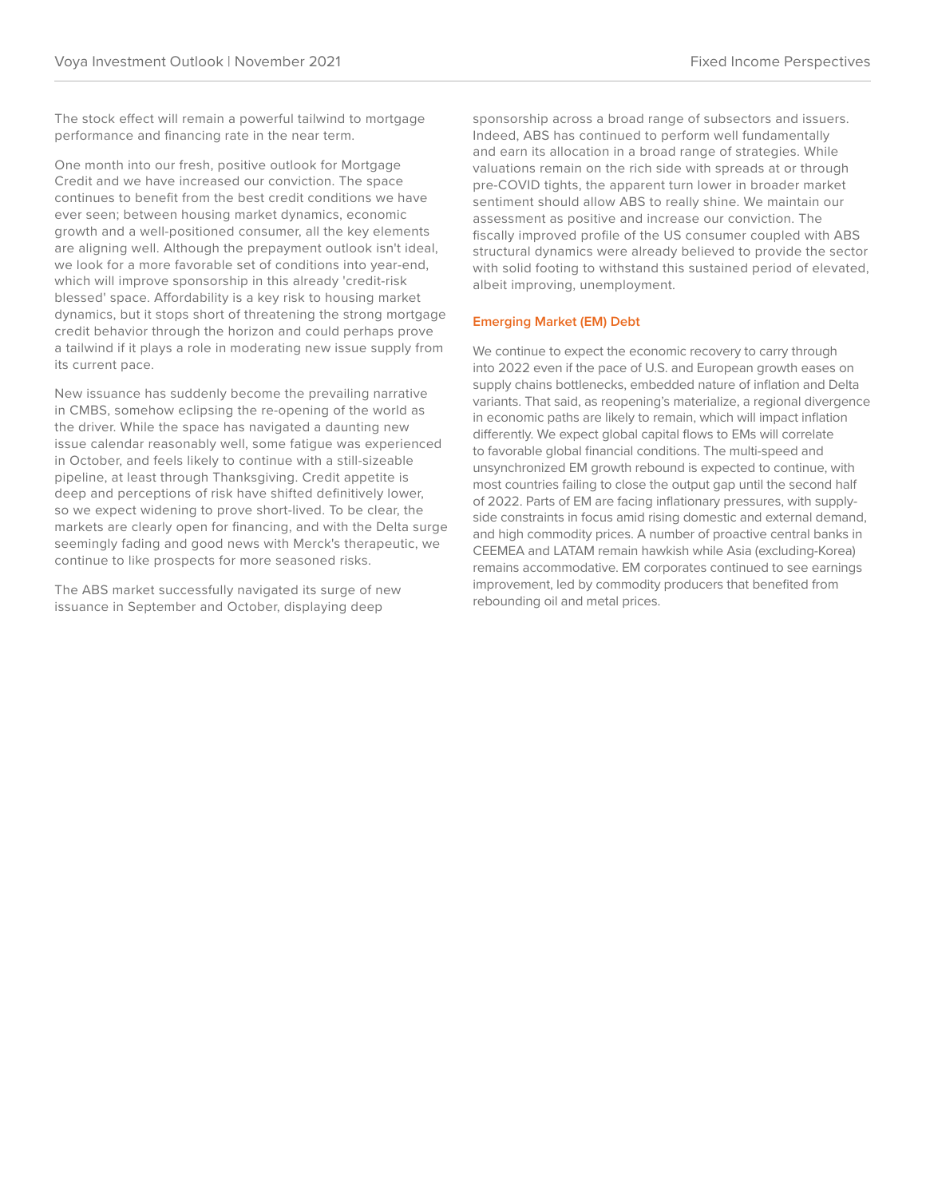The stock effect will remain a powerful tailwind to mortgage performance and financing rate in the near term.

One month into our fresh, positive outlook for Mortgage Credit and we have increased our conviction. The space continues to benefit from the best credit conditions we have ever seen; between housing market dynamics, economic growth and a well-positioned consumer, all the key elements are aligning well. Although the prepayment outlook isn't ideal, we look for a more favorable set of conditions into year-end, which will improve sponsorship in this already 'credit-risk blessed' space. Affordability is a key risk to housing market dynamics, but it stops short of threatening the strong mortgage credit behavior through the horizon and could perhaps prove a tailwind if it plays a role in moderating new issue supply from its current pace.

New issuance has suddenly become the prevailing narrative in CMBS, somehow eclipsing the re-opening of the world as the driver. While the space has navigated a daunting new issue calendar reasonably well, some fatigue was experienced in October, and feels likely to continue with a still-sizeable pipeline, at least through Thanksgiving. Credit appetite is deep and perceptions of risk have shifted definitively lower, so we expect widening to prove short-lived. To be clear, the markets are clearly open for financing, and with the Delta surge seemingly fading and good news with Merck's therapeutic, we continue to like prospects for more seasoned risks.

The ABS market successfully navigated its surge of new issuance in September and October, displaying deep sponsorship across a broad range of subsectors and issuers. Indeed, ABS has continued to perform well fundamentally and earn its allocation in a broad range of strategies. While valuations remain on the rich side with spreads at or through pre-COVID tights, the apparent turn lower in broader market sentiment should allow ABS to really shine. We maintain our assessment as positive and increase our conviction. The fiscally improved profile of the US consumer coupled with ABS structural dynamics were already believed to provide the sector with solid footing to withstand this sustained period of elevated, albeit improving, unemployment.

### Emerging Market (EM) Debt

We continue to expect the economic recovery to carry through into 2022 even if the pace of U.S. and European growth eases on supply chains bottlenecks, embedded nature of inflation and Delta variants. That said, as reopening's materialize, a regional divergence in economic paths are likely to remain, which will impact inflation differently. We expect global capital flows to EMs will correlate to favorable global financial conditions. The multi-speed and unsynchronized EM growth rebound is expected to continue, with most countries failing to close the output gap until the second half of 2022. Parts of EM are facing inflationary pressures, with supply-side constraints in focus amid rising domestic and external demand, and high commodity prices. A number of proactive central banks in CEEMEA and LATAM remain hawkish while Asia (excluding-Korea) remains accommodative. EM corporates continued to see earnings improvement, led by commodity producers that benefited from rebounding oil and metal prices.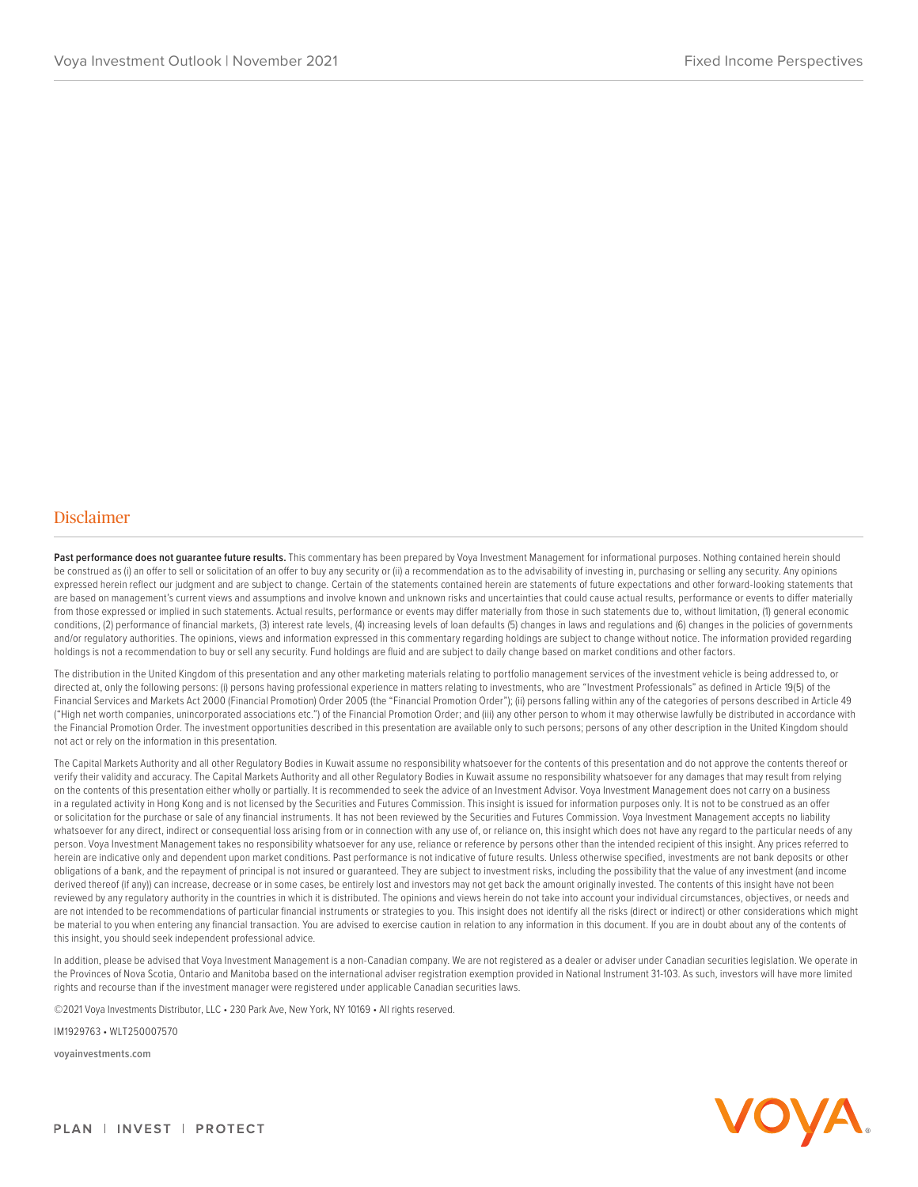## Disclaimer

**Past performance does not guarantee future results.** This commentary has been prepared by Voya Investment Management for informational purposes. Nothing contained herein should be construed as (i) an offer to sell or solicitation of an offer to buy any security or (ii) a recommendation as to the advisability of investing in, purchasing or selling any security. Any opinions expressed herein reflect our judgment and are subject to change. Certain of the statements contained herein are statements of future expectations and other forward-looking statements that are based on management's current views and assumptions and involve known and unknown risks and uncertainties that could cause actual results, performance or events to differ materially from those expressed or implied in such statements. Actual results, performance or events may differ materially from those in such statements due to, without limitation, (1) general economic conditions, (2) performance of financial markets, (3) interest rate levels, (4) increasing levels of loan defaults (5) changes in laws and regulations and (6) changes in the policies of governments and/or regulatory authorities. The opinions, views and information expressed in this commentary regarding holdings are subject to change without notice. The information provided regarding holdings is not a recommendation to buy or sell any security. Fund holdings are fluid and are subject to daily change based on market conditions and other factors.

The distribution in the United Kingdom of this presentation and any other marketing materials relating to portfolio management services of the investment vehicle is being addressed to, or directed at, only the following persons: (i) persons having professional experience in matters relating to investments, who are "Investment Professionals" as defined in Article 19(5) of the Financial Services and Markets Act 2000 (Financial Promotion) Order 2005 (the "Financial Promotion Order"); (ii) persons falling within any of the categories of persons described in Article 49 ("High net worth companies, unincorporated associations etc.") of the Financial Promotion Order; and (iii) any other person to whom it may otherwise lawfully be distributed in accordance with the Financial Promotion Order. The investment opportunities described in this presentation are available only to such persons; persons of any other description in the United Kingdom should not act or rely on the information in this presentation.

The Capital Markets Authority and all other Regulatory Bodies in Kuwait assume no responsibility whatsoever for the contents of this presentation and do not approve the contents thereof or verify their validity and accuracy. The Capital Markets Authority and all other Regulatory Bodies in Kuwait assume no responsibility whatsoever for any damages that may result from relying on the contents of this presentation either wholly or partially. It is recommended to seek the advice of an Investment Advisor. Voya Investment Management does not carry on a business in a regulated activity in Hong Kong and is not licensed by the Securities and Futures Commission. This insight is issued for information purposes only. It is not to be construed as an offer or solicitation for the purchase or sale of any financial instruments. It has not been reviewed by the Securities and Futures Commission. Voya Investment Management accepts no liability whatsoever for any direct, indirect or consequential loss arising from or in connection with any use of, or reliance on, this insight which does not have any regard to the particular needs of any person. Voya Investment Management takes no responsibility whatsoever for any use, reliance or reference by persons other than the intended recipient of this insight. Any prices referred to herein are indicative only and dependent upon market conditions. Past performance is not indicative of future results. Unless otherwise specified, investments are not bank deposits or other obligations of a bank, and the repayment of principal is not insured or guaranteed. They are subject to investment risks, including the possibility that the value of any investment (and income derived thereof (if any)) can increase, decrease or in some cases, be entirely lost and investors may not get back the amount originally invested. The contents of this insight have not been reviewed by any regulatory authority in the countries in which it is distributed. The opinions and views herein do not take into account your individual circumstances, objectives, or needs and are not intended to be recommendations of particular financial instruments or strategies to you. This insight does not identify all the risks (direct or indirect) or other considerations which might be material to you when entering any financial transaction. You are advised to exercise caution in relation to any information in this document. If you are in doubt about any of the contents of this insight, you should seek independent professional advice.

In addition, please be advised that Voya Investment Management is a non-Canadian company. We are not registered as a dealer or adviser under Canadian securities legislation. We operate in the Provinces of Nova Scotia, Ontario and Manitoba based on the international adviser registration exemption provided in National Instrument 31-103. As such, investors will have more limited rights and recourse than if the investment manager were registered under applicable Canadian securities laws.

©2021 Voya Investments Distributor, LLC • 230 Park Ave, New York, NY 10169 • All rights reserved.

IM1929763 • WLT250007570

**voyainvestments.com**

PLAN | INVEST | PROTECT

VOYA